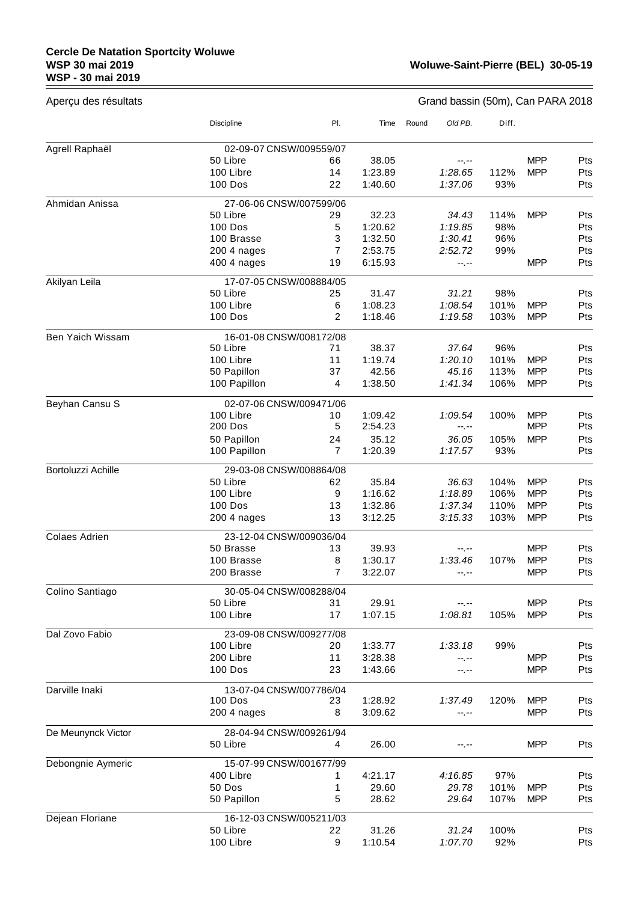**Cercle De Natation Sportcity Woluwe**
**WSP 30 mai 2019** **Woluwe-Saint-Pierre (BEL) 30-05-19**
**WSP - 30 mai 2019**

Aperçu des résultats Grand bassin (50m), Can PARA 2018

| | Discipline | Pl. | Time | Round | Old PB. | Diff. | | |
|---|---|---|---|---|---|---|---|---|
| Agrell Raphaël | 02-09-07 CNSW/009559/07 | | | | | | | |
| | 50 Libre | 66 | 38.05 | | --.-- | | MPP | Pts |
| | 100 Libre | 14 | 1:23.89 | | *1:28.65* | 112% | MPP | Pts |
| | 100 Dos | 22 | 1:40.60 | | *1:37.06* | 93% | | Pts |
| Ahmidan Anissa | 27-06-06 CNSW/007599/06 | | | | | | | |
| | 50 Libre | 29 | 32.23 | | *34.43* | 114% | MPP | Pts |
| | 100 Dos | 5 | 1:20.62 | | *1:19.85* | 98% | | Pts |
| | 100 Brasse | 3 | 1:32.50 | | *1:30.41* | 96% | | Pts |
| | 200 4 nages | 7 | 2:53.75 | | *2:52.72* | 99% | | Pts |
| | 400 4 nages | 19 | 6:15.93 | | --.-- | | MPP | Pts |
| Akilyan Leila | 17-07-05 CNSW/008884/05 | | | | | | | |
| | 50 Libre | 25 | 31.47 | | *31.21* | 98% | | Pts |
| | 100 Libre | 6 | 1:08.23 | | *1:08.54* | 101% | MPP | Pts |
| | 100 Dos | 2 | 1:18.46 | | *1:19.58* | 103% | MPP | Pts |
| Ben Yaich Wissam | 16-01-08 CNSW/008172/08 | | | | | | | |
| | 50 Libre | 71 | 38.37 | | *37.64* | 96% | | Pts |
| | 100 Libre | 11 | 1:19.74 | | *1:20.10* | 101% | MPP | Pts |
| | 50 Papillon | 37 | 42.56 | | *45.16* | 113% | MPP | Pts |
| | 100 Papillon | 4 | 1:38.50 | | *1:41.34* | 106% | MPP | Pts |
| Beyhan Cansu S | 02-07-06 CNSW/009471/06 | | | | | | | |
| | 100 Libre | 10 | 1:09.42 | | *1:09.54* | 100% | MPP | Pts |
| | 200 Dos | 5 | 2:54.23 | | --.-- | | MPP | Pts |
| | 50 Papillon | 24 | 35.12 | | *36.05* | 105% | MPP | Pts |
| | 100 Papillon | 7 | 1:20.39 | | *1:17.57* | 93% | | Pts |
| Bortoluzzi Achille | 29-03-08 CNSW/008864/08 | | | | | | | |
| | 50 Libre | 62 | 35.84 | | *36.63* | 104% | MPP | Pts |
| | 100 Libre | 9 | 1:16.62 | | *1:18.89* | 106% | MPP | Pts |
| | 100 Dos | 13 | 1:32.86 | | *1:37.34* | 110% | MPP | Pts |
| | 200 4 nages | 13 | 3:12.25 | | *3:15.33* | 103% | MPP | Pts |
| Colaes Adrien | 23-12-04 CNSW/009036/04 | | | | | | | |
| | 50 Brasse | 13 | 39.93 | | --.-- | | MPP | Pts |
| | 100 Brasse | 8 | 1:30.17 | | *1:33.46* | 107% | MPP | Pts |
| | 200 Brasse | 7 | 3:22.07 | | --.-- | | MPP | Pts |
| Colino Santiago | 30-05-04 CNSW/008288/04 | | | | | | | |
| | 50 Libre | 31 | 29.91 | | --.-- | | MPP | Pts |
| | 100 Libre | 17 | 1:07.15 | | *1:08.81* | 105% | MPP | Pts |
| Dal Zovo Fabio | 23-09-08 CNSW/009277/08 | | | | | | | |
| | 100 Libre | 20 | 1:33.77 | | *1:33.18* | 99% | | Pts |
| | 200 Libre | 11 | 3:28.38 | | --.-- | | MPP | Pts |
| | 100 Dos | 23 | 1:43.66 | | --.-- | | MPP | Pts |
| Darville Inaki | 13-07-04 CNSW/007786/04 | | | | | | | |
| | 100 Dos | 23 | 1:28.92 | | *1:37.49* | 120% | MPP | Pts |
| | 200 4 nages | 8 | 3:09.62 | | --.-- | | MPP | Pts |
| De Meunynck Victor | 28-04-94 CNSW/009261/94 | | | | | | | |
| | 50 Libre | 4 | 26.00 | | --.-- | | MPP | Pts |
| Debongnie Aymeric | 15-07-99 CNSW/001677/99 | | | | | | | |
| | 400 Libre | 1 | 4:21.17 | | *4:16.85* | 97% | | Pts |
| | 50 Dos | 1 | 29.60 | | *29.78* | 101% | MPP | Pts |
| | 50 Papillon | 5 | 28.62 | | *29.64* | 107% | MPP | Pts |
| Dejean Floriane | 16-12-03 CNSW/005211/03 | | | | | | | |
| | 50 Libre | 22 | 31.26 | | *31.24* | 100% | | Pts |
| | 100 Libre | 9 | 1:10.54 | | *1:07.70* | 92% | | Pts |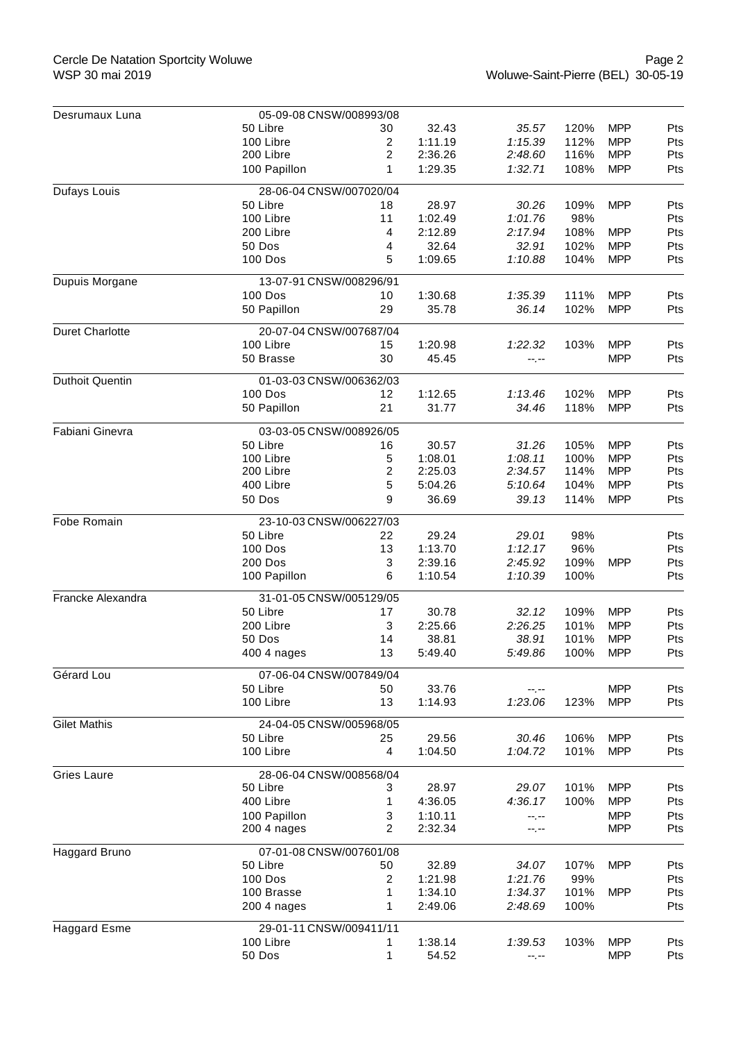| Nom | Épreuve | | Temps | | % | | |
|---|---|---|---|---|---|---|---|
| Desrumaux Luna | 05-09-08 CNSW/008993/08 | | | | | | |
| | 50 Libre | 30 | 32.43 | *35.57* | 120% | MPP | Pts |
| | 100 Libre | 2 | 1:11.19 | *1:15.39* | 112% | MPP | Pts |
| | 200 Libre | 2 | 2:36.26 | *2:48.60* | 116% | MPP | Pts |
| | 100 Papillon | 1 | 1:29.35 | *1:32.71* | 108% | MPP | Pts |
| Dufays Louis | 28-06-04 CNSW/007020/04 | | | | | | |
| | 50 Libre | 18 | 28.97 | *30.26* | 109% | MPP | Pts |
| | 100 Libre | 11 | 1:02.49 | *1:01.76* | 98% | | Pts |
| | 200 Libre | 4 | 2:12.89 | *2:17.94* | 108% | MPP | Pts |
| | 50 Dos | 4 | 32.64 | *32.91* | 102% | MPP | Pts |
| | 100 Dos | 5 | 1:09.65 | *1:10.88* | 104% | MPP | Pts |
| Dupuis Morgane | 13-07-91 CNSW/008296/91 | | | | | | |
| | 100 Dos | 10 | 1:30.68 | *1:35.39* | 111% | MPP | Pts |
| | 50 Papillon | 29 | 35.78 | *36.14* | 102% | MPP | Pts |
| Duret Charlotte | 20-07-04 CNSW/007687/04 | | | | | | |
| | 100 Libre | 15 | 1:20.98 | *1:22.32* | 103% | MPP | Pts |
| | 50 Brasse | 30 | 45.45 | *--.--* | | MPP | Pts |
| Duthoit Quentin | 01-03-03 CNSW/006362/03 | | | | | | |
| | 100 Dos | 12 | 1:12.65 | *1:13.46* | 102% | MPP | Pts |
| | 50 Papillon | 21 | 31.77 | *34.46* | 118% | MPP | Pts |
| Fabiani Ginevra | 03-03-05 CNSW/008926/05 | | | | | | |
| | 50 Libre | 16 | 30.57 | *31.26* | 105% | MPP | Pts |
| | 100 Libre | 5 | 1:08.01 | *1:08.11* | 100% | MPP | Pts |
| | 200 Libre | 2 | 2:25.03 | *2:34.57* | 114% | MPP | Pts |
| | 400 Libre | 5 | 5:04.26 | *5:10.64* | 104% | MPP | Pts |
| | 50 Dos | 9 | 36.69 | *39.13* | 114% | MPP | Pts |
| Fobe Romain | 23-10-03 CNSW/006227/03 | | | | | | |
| | 50 Libre | 22 | 29.24 | *29.01* | 98% | | Pts |
| | 100 Dos | 13 | 1:13.70 | *1:12.17* | 96% | | Pts |
| | 200 Dos | 3 | 2:39.16 | *2:45.92* | 109% | MPP | Pts |
| | 100 Papillon | 6 | 1:10.54 | *1:10.39* | 100% | | Pts |
| Francke Alexandra | 31-01-05 CNSW/005129/05 | | | | | | |
| | 50 Libre | 17 | 30.78 | *32.12* | 109% | MPP | Pts |
| | 200 Libre | 3 | 2:25.66 | *2:26.25* | 101% | MPP | Pts |
| | 50 Dos | 14 | 38.81 | *38.91* | 101% | MPP | Pts |
| | 400 4 nages | 13 | 5:49.40 | *5:49.86* | 100% | MPP | Pts |
| Gérard Lou | 07-06-04 CNSW/007849/04 | | | | | | |
| | 50 Libre | 50 | 33.76 | *--.--* | | MPP | Pts |
| | 100 Libre | 13 | 1:14.93 | *1:23.06* | 123% | MPP | Pts |
| Gilet Mathis | 24-04-05 CNSW/005968/05 | | | | | | |
| | 50 Libre | 25 | 29.56 | *30.46* | 106% | MPP | Pts |
| | 100 Libre | 4 | 1:04.50 | *1:04.72* | 101% | MPP | Pts |
| Gries Laure | 28-06-04 CNSW/008568/04 | | | | | | |
| | 50 Libre | 3 | 28.97 | *29.07* | 101% | MPP | Pts |
| | 400 Libre | 1 | 4:36.05 | *4:36.17* | 100% | MPP | Pts |
| | 100 Papillon | 3 | 1:10.11 | *--.--* | | MPP | Pts |
| | 200 4 nages | 2 | 2:32.34 | *--.--* | | MPP | Pts |
| Haggard Bruno | 07-01-08 CNSW/007601/08 | | | | | | |
| | 50 Libre | 50 | 32.89 | *34.07* | 107% | MPP | Pts |
| | 100 Dos | 2 | 1:21.98 | *1:21.76* | 99% | | Pts |
| | 100 Brasse | 1 | 1:34.10 | *1:34.37* | 101% | MPP | Pts |
| | 200 4 nages | 1 | 2:49.06 | *2:48.69* | 100% | | Pts |
| Haggard Esme | 29-01-11 CNSW/009411/11 | | | | | | |
| | 100 Libre | 1 | 1:38.14 | *1:39.53* | 103% | MPP | Pts |
| | 50 Dos | 1 | 54.52 | *--.--* | | MPP | Pts |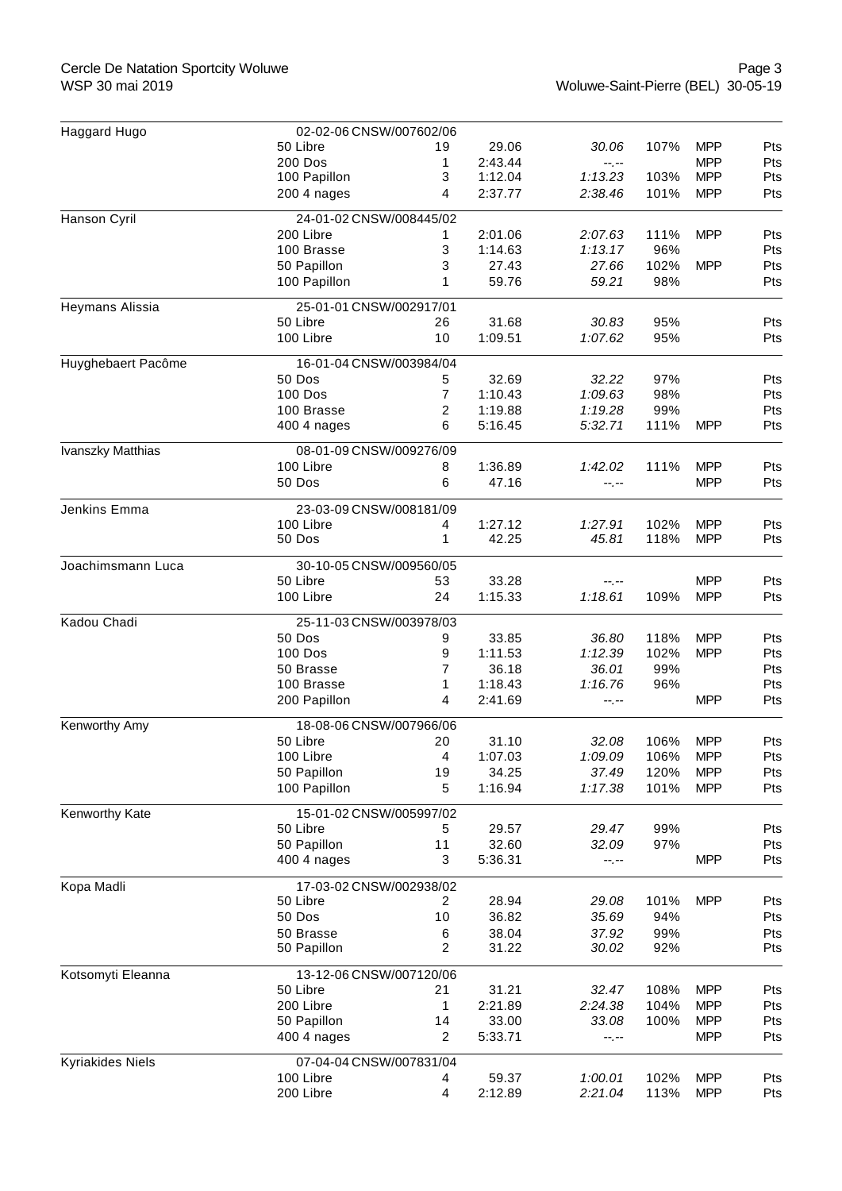| Nom | Épreuve | Place | Temps | Référence | % | MPP | Pts |
|---|---|---|---|---|---|---|---|
| Haggard Hugo | 02-02-06 CNSW/007602/06 | | | | | | |
| | 50 Libre | 19 | 29.06 | *30.06* | 107% | MPP | Pts |
| | 200 Dos | 1 | 2:43.44 | --.-- | | MPP | Pts |
| | 100 Papillon | 3 | 1:12.04 | *1:13.23* | 103% | MPP | Pts |
| | 200 4 nages | 4 | 2:37.77 | *2:38.46* | 101% | MPP | Pts |
| Hanson Cyril | 24-01-02 CNSW/008445/02 | | | | | | |
| | 200 Libre | 1 | 2:01.06 | *2:07.63* | 111% | MPP | Pts |
| | 100 Brasse | 3 | 1:14.63 | *1:13.17* | 96% | | Pts |
| | 50 Papillon | 3 | 27.43 | *27.66* | 102% | MPP | Pts |
| | 100 Papillon | 1 | 59.76 | *59.21* | 98% | | Pts |
| Heymans Alissia | 25-01-01 CNSW/002917/01 | | | | | | |
| | 50 Libre | 26 | 31.68 | *30.83* | 95% | | Pts |
| | 100 Libre | 10 | 1:09.51 | *1:07.62* | 95% | | Pts |
| Huyghebaert Pacôme | 16-01-04 CNSW/003984/04 | | | | | | |
| | 50 Dos | 5 | 32.69 | *32.22* | 97% | | Pts |
| | 100 Dos | 7 | 1:10.43 | *1:09.63* | 98% | | Pts |
| | 100 Brasse | 2 | 1:19.88 | *1:19.28* | 99% | | Pts |
| | 400 4 nages | 6 | 5:16.45 | *5:32.71* | 111% | MPP | Pts |
| Ivanszky Matthias | 08-01-09 CNSW/009276/09 | | | | | | |
| | 100 Libre | 8 | 1:36.89 | *1:42.02* | 111% | MPP | Pts |
| | 50 Dos | 6 | 47.16 | --.-- | | MPP | Pts |
| Jenkins Emma | 23-03-09 CNSW/008181/09 | | | | | | |
| | 100 Libre | 4 | 1:27.12 | *1:27.91* | 102% | MPP | Pts |
| | 50 Dos | 1 | 42.25 | *45.81* | 118% | MPP | Pts |
| Joachimsmann Luca | 30-10-05 CNSW/009560/05 | | | | | | |
| | 50 Libre | 53 | 33.28 | --.-- | | MPP | Pts |
| | 100 Libre | 24 | 1:15.33 | *1:18.61* | 109% | MPP | Pts |
| Kadou Chadi | 25-11-03 CNSW/003978/03 | | | | | | |
| | 50 Dos | 9 | 33.85 | *36.80* | 118% | MPP | Pts |
| | 100 Dos | 9 | 1:11.53 | *1:12.39* | 102% | MPP | Pts |
| | 50 Brasse | 7 | 36.18 | *36.01* | 99% | | Pts |
| | 100 Brasse | 1 | 1:18.43 | *1:16.76* | 96% | | Pts |
| | 200 Papillon | 4 | 2:41.69 | --.-- | | MPP | Pts |
| Kenworthy Amy | 18-08-06 CNSW/007966/06 | | | | | | |
| | 50 Libre | 20 | 31.10 | *32.08* | 106% | MPP | Pts |
| | 100 Libre | 4 | 1:07.03 | *1:09.09* | 106% | MPP | Pts |
| | 50 Papillon | 19 | 34.25 | *37.49* | 120% | MPP | Pts |
| | 100 Papillon | 5 | 1:16.94 | *1:17.38* | 101% | MPP | Pts |
| Kenworthy Kate | 15-01-02 CNSW/005997/02 | | | | | | |
| | 50 Libre | 5 | 29.57 | *29.47* | 99% | | Pts |
| | 50 Papillon | 11 | 32.60 | *32.09* | 97% | | Pts |
| | 400 4 nages | 3 | 5:36.31 | --.-- | | MPP | Pts |
| Kopa Madli | 17-03-02 CNSW/002938/02 | | | | | | |
| | 50 Libre | 2 | 28.94 | *29.08* | 101% | MPP | Pts |
| | 50 Dos | 10 | 36.82 | *35.69* | 94% | | Pts |
| | 50 Brasse | 6 | 38.04 | *37.92* | 99% | | Pts |
| | 50 Papillon | 2 | 31.22 | *30.02* | 92% | | Pts |
| Kotsomyti Eleanna | 13-12-06 CNSW/007120/06 | | | | | | |
| | 50 Libre | 21 | 31.21 | *32.47* | 108% | MPP | Pts |
| | 200 Libre | 1 | 2:21.89 | *2:24.38* | 104% | MPP | Pts |
| | 50 Papillon | 14 | 33.00 | *33.08* | 100% | MPP | Pts |
| | 400 4 nages | 2 | 5:33.71 | --.-- | | MPP | Pts |
| Kyriakides Niels | 07-04-04 CNSW/007831/04 | | | | | | |
| | 100 Libre | 4 | 59.37 | *1:00.01* | 102% | MPP | Pts |
| | 200 Libre | 4 | 2:12.89 | *2:21.04* | 113% | MPP | Pts |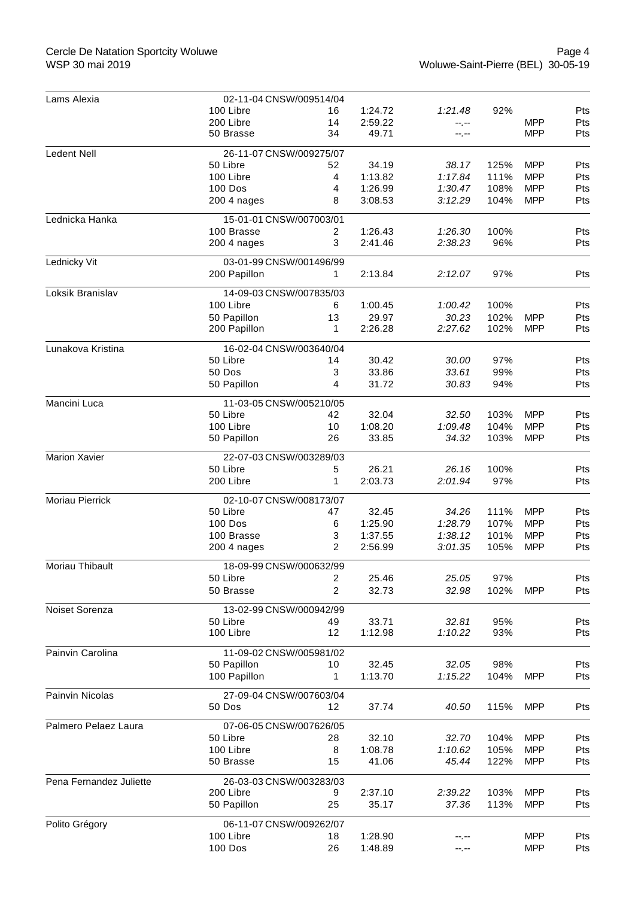| Nom | Épreuve | Rang | Temps | Référence | % | MPP | Pts |
|---|---|---|---|---|---|---|---|
| Lams Alexia | 02-11-04 CNSW/009514/04 | | | | | | |
| | 100 Libre | 16 | 1:24.72 | *1:21.48* | 92% | | Pts |
| | 200 Libre | 14 | 2:59.22 | *--.--* | | MPP | Pts |
| | 50 Brasse | 34 | 49.71 | *--.--* | | MPP | Pts |
| Ledent Nell | 26-11-07 CNSW/009275/07 | | | | | | |
| | 50 Libre | 52 | 34.19 | *38.17* | 125% | MPP | Pts |
| | 100 Libre | 4 | 1:13.82 | *1:17.84* | 111% | MPP | Pts |
| | 100 Dos | 4 | 1:26.99 | *1:30.47* | 108% | MPP | Pts |
| | 200 4 nages | 8 | 3:08.53 | *3:12.29* | 104% | MPP | Pts |
| Lednicka Hanka | 15-01-01 CNSW/007003/01 | | | | | | |
| | 100 Brasse | 2 | 1:26.43 | *1:26.30* | 100% | | Pts |
| | 200 4 nages | 3 | 2:41.46 | *2:38.23* | 96% | | Pts |
| Lednicky Vit | 03-01-99 CNSW/001496/99 | | | | | | |
| | 200 Papillon | 1 | 2:13.84 | *2:12.07* | 97% | | Pts |
| Loksik Branislav | 14-09-03 CNSW/007835/03 | | | | | | |
| | 100 Libre | 6 | 1:00.45 | *1:00.42* | 100% | | Pts |
| | 50 Papillon | 13 | 29.97 | *30.23* | 102% | MPP | Pts |
| | 200 Papillon | 1 | 2:26.28 | *2:27.62* | 102% | MPP | Pts |
| Lunakova Kristina | 16-02-04 CNSW/003640/04 | | | | | | |
| | 50 Libre | 14 | 30.42 | *30.00* | 97% | | Pts |
| | 50 Dos | 3 | 33.86 | *33.61* | 99% | | Pts |
| | 50 Papillon | 4 | 31.72 | *30.83* | 94% | | Pts |
| Mancini Luca | 11-03-05 CNSW/005210/05 | | | | | | |
| | 50 Libre | 42 | 32.04 | *32.50* | 103% | MPP | Pts |
| | 100 Libre | 10 | 1:08.20 | *1:09.48* | 104% | MPP | Pts |
| | 50 Papillon | 26 | 33.85 | *34.32* | 103% | MPP | Pts |
| Marion Xavier | 22-07-03 CNSW/003289/03 | | | | | | |
| | 50 Libre | 5 | 26.21 | *26.16* | 100% | | Pts |
| | 200 Libre | 1 | 2:03.73 | *2:01.94* | 97% | | Pts |
| Moriau Pierrick | 02-10-07 CNSW/008173/07 | | | | | | |
| | 50 Libre | 47 | 32.45 | *34.26* | 111% | MPP | Pts |
| | 100 Dos | 6 | 1:25.90 | *1:28.79* | 107% | MPP | Pts |
| | 100 Brasse | 3 | 1:37.55 | *1:38.12* | 101% | MPP | Pts |
| | 200 4 nages | 2 | 2:56.99 | *3:01.35* | 105% | MPP | Pts |
| Moriau Thibault | 18-09-99 CNSW/000632/99 | | | | | | |
| | 50 Libre | 2 | 25.46 | *25.05* | 97% | | Pts |
| | 50 Brasse | 2 | 32.73 | *32.98* | 102% | MPP | Pts |
| Noiset Sorenza | 13-02-99 CNSW/000942/99 | | | | | | |
| | 50 Libre | 49 | 33.71 | *32.81* | 95% | | Pts |
| | 100 Libre | 12 | 1:12.98 | *1:10.22* | 93% | | Pts |
| Painvin Carolina | 11-09-02 CNSW/005981/02 | | | | | | |
| | 50 Papillon | 10 | 32.45 | *32.05* | 98% | | Pts |
| | 100 Papillon | 1 | 1:13.70 | *1:15.22* | 104% | MPP | Pts |
| Painvin Nicolas | 27-09-04 CNSW/007603/04 | | | | | | |
| | 50 Dos | 12 | 37.74 | *40.50* | 115% | MPP | Pts |
| Palmero Pelaez Laura | 07-06-05 CNSW/007626/05 | | | | | | |
| | 50 Libre | 28 | 32.10 | *32.70* | 104% | MPP | Pts |
| | 100 Libre | 8 | 1:08.78 | *1:10.62* | 105% | MPP | Pts |
| | 50 Brasse | 15 | 41.06 | *45.44* | 122% | MPP | Pts |
| Pena Fernandez Juliette | 26-03-03 CNSW/003283/03 | | | | | | |
| | 200 Libre | 9 | 2:37.10 | *2:39.22* | 103% | MPP | Pts |
| | 50 Papillon | 25 | 35.17 | *37.36* | 113% | MPP | Pts |
| Polito Grégory | 06-11-07 CNSW/009262/07 | | | | | | |
| | 100 Libre | 18 | 1:28.90 | *--.--* | | MPP | Pts |
| | 100 Dos | 26 | 1:48.89 | *--.--* | | MPP | Pts |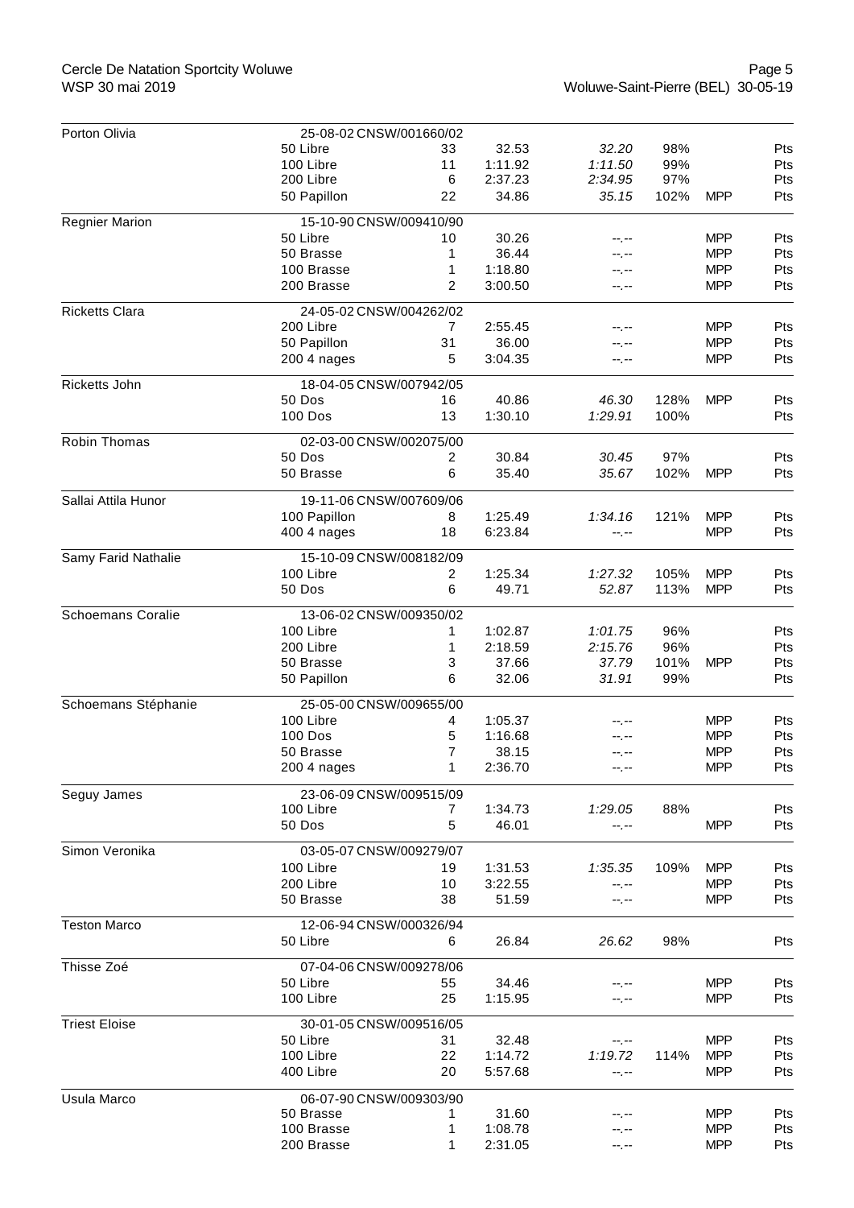| Nom | Épreuve | Pl. | Temps | Temps | % | | |
|---|---|---|---|---|---|---|---|
| Porton Olivia | 25-08-02 CNSW/001660/02 | | | | | | |
| | 50 Libre | 33 | 32.53 | *32.20* | 98% | | Pts |
| | 100 Libre | 11 | 1:11.92 | *1:11.50* | 99% | | Pts |
| | 200 Libre | 6 | 2:37.23 | *2:34.95* | 97% | | Pts |
| | 50 Papillon | 22 | 34.86 | *35.15* | 102% | MPP | Pts |
| Regnier Marion | 15-10-90 CNSW/009410/90 | | | | | | |
| | 50 Libre | 10 | 30.26 | --.-- | | MPP | Pts |
| | 50 Brasse | 1 | 36.44 | --.-- | | MPP | Pts |
| | 100 Brasse | 1 | 1:18.80 | --.-- | | MPP | Pts |
| | 200 Brasse | 2 | 3:00.50 | --.-- | | MPP | Pts |
| Ricketts Clara | 24-05-02 CNSW/004262/02 | | | | | | |
| | 200 Libre | 7 | 2:55.45 | --.-- | | MPP | Pts |
| | 50 Papillon | 31 | 36.00 | --.-- | | MPP | Pts |
| | 200 4 nages | 5 | 3:04.35 | --.-- | | MPP | Pts |
| Ricketts John | 18-04-05 CNSW/007942/05 | | | | | | |
| | 50 Dos | 16 | 40.86 | *46.30* | 128% | MPP | Pts |
| | 100 Dos | 13 | 1:30.10 | *1:29.91* | 100% | | Pts |
| Robin Thomas | 02-03-00 CNSW/002075/00 | | | | | | |
| | 50 Dos | 2 | 30.84 | *30.45* | 97% | | Pts |
| | 50 Brasse | 6 | 35.40 | *35.67* | 102% | MPP | Pts |
| Sallai Attila Hunor | 19-11-06 CNSW/007609/06 | | | | | | |
| | 100 Papillon | 8 | 1:25.49 | *1:34.16* | 121% | MPP | Pts |
| | 400 4 nages | 18 | 6:23.84 | --.-- | | MPP | Pts |
| Samy Farid Nathalie | 15-10-09 CNSW/008182/09 | | | | | | |
| | 100 Libre | 2 | 1:25.34 | *1:27.32* | 105% | MPP | Pts |
| | 50 Dos | 6 | 49.71 | *52.87* | 113% | MPP | Pts |
| Schoemans Coralie | 13-06-02 CNSW/009350/02 | | | | | | |
| | 100 Libre | 1 | 1:02.87 | *1:01.75* | 96% | | Pts |
| | 200 Libre | 1 | 2:18.59 | *2:15.76* | 96% | | Pts |
| | 50 Brasse | 3 | 37.66 | *37.79* | 101% | MPP | Pts |
| | 50 Papillon | 6 | 32.06 | *31.91* | 99% | | Pts |
| Schoemans Stéphanie | 25-05-00 CNSW/009655/00 | | | | | | |
| | 100 Libre | 4 | 1:05.37 | --.-- | | MPP | Pts |
| | 100 Dos | 5 | 1:16.68 | --.-- | | MPP | Pts |
| | 50 Brasse | 7 | 38.15 | --.-- | | MPP | Pts |
| | 200 4 nages | 1 | 2:36.70 | --.-- | | MPP | Pts |
| Seguy James | 23-06-09 CNSW/009515/09 | | | | | | |
| | 100 Libre | 7 | 1:34.73 | *1:29.05* | 88% | | Pts |
| | 50 Dos | 5 | 46.01 | --.-- | | MPP | Pts |
| Simon Veronika | 03-05-07 CNSW/009279/07 | | | | | | |
| | 100 Libre | 19 | 1:31.53 | *1:35.35* | 109% | MPP | Pts |
| | 200 Libre | 10 | 3:22.55 | --.-- | | MPP | Pts |
| | 50 Brasse | 38 | 51.59 | --.-- | | MPP | Pts |
| Teston Marco | 12-06-94 CNSW/000326/94 | | | | | | |
| | 50 Libre | 6 | 26.84 | *26.62* | 98% | | Pts |
| Thisse Zoé | 07-04-06 CNSW/009278/06 | | | | | | |
| | 50 Libre | 55 | 34.46 | --.-- | | MPP | Pts |
| | 100 Libre | 25 | 1:15.95 | --.-- | | MPP | Pts |
| Triest Eloise | 30-01-05 CNSW/009516/05 | | | | | | |
| | 50 Libre | 31 | 32.48 | --.-- | | MPP | Pts |
| | 100 Libre | 22 | 1:14.72 | *1:19.72* | 114% | MPP | Pts |
| | 400 Libre | 20 | 5:57.68 | --.-- | | MPP | Pts |
| Usula Marco | 06-07-90 CNSW/009303/90 | | | | | | |
| | 50 Brasse | 1 | 31.60 | --.-- | | MPP | Pts |
| | 100 Brasse | 1 | 1:08.78 | --.-- | | MPP | Pts |
| | 200 Brasse | 1 | 2:31.05 | --.-- | | MPP | Pts |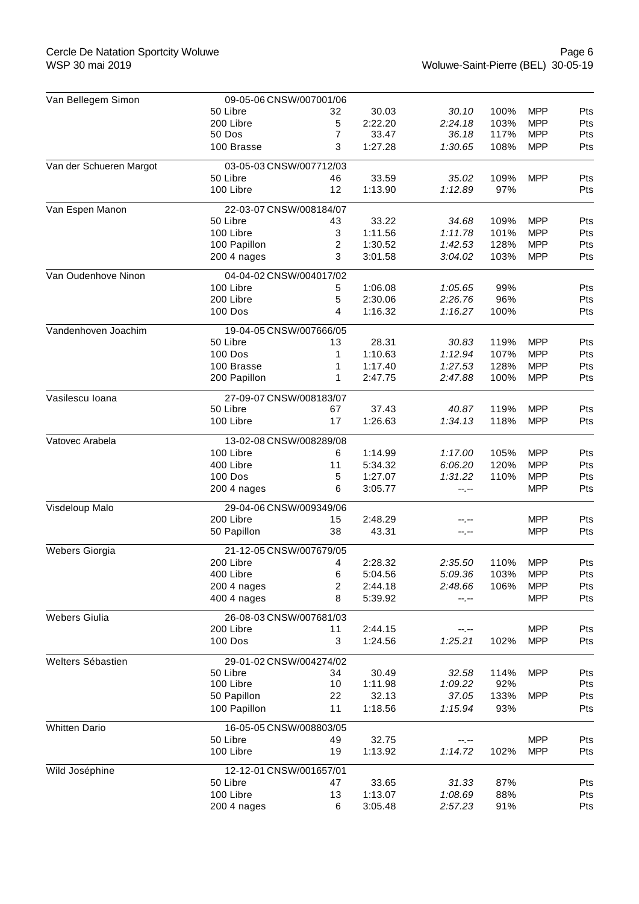| Nom | Épreuve | Rang | Temps | Référence | % | MPP | Pts |
|---|---|---|---|---|---|---|---|
| Van Bellegem Simon | 09-05-06 CNSW/007001/06 | | | | | | |
| | 50 Libre | 32 | 30.03 | *30.10* | 100% | MPP | Pts |
| | 200 Libre | 5 | 2:22.20 | *2:24.18* | 103% | MPP | Pts |
| | 50 Dos | 7 | 33.47 | *36.18* | 117% | MPP | Pts |
| | 100 Brasse | 3 | 1:27.28 | *1:30.65* | 108% | MPP | Pts |
| Van der Schueren Margot | 03-05-03 CNSW/007712/03 | | | | | | |
| | 50 Libre | 46 | 33.59 | *35.02* | 109% | MPP | Pts |
| | 100 Libre | 12 | 1:13.90 | *1:12.89* | 97% | | Pts |
| Van Espen Manon | 22-03-07 CNSW/008184/07 | | | | | | |
| | 50 Libre | 43 | 33.22 | *34.68* | 109% | MPP | Pts |
| | 100 Libre | 3 | 1:11.56 | *1:11.78* | 101% | MPP | Pts |
| | 100 Papillon | 2 | 1:30.52 | *1:42.53* | 128% | MPP | Pts |
| | 200 4 nages | 3 | 3:01.58 | *3:04.02* | 103% | MPP | Pts |
| Van Oudenhove Ninon | 04-04-02 CNSW/004017/02 | | | | | | |
| | 100 Libre | 5 | 1:06.08 | *1:05.65* | 99% | | Pts |
| | 200 Libre | 5 | 2:30.06 | *2:26.76* | 96% | | Pts |
| | 100 Dos | 4 | 1:16.32 | *1:16.27* | 100% | | Pts |
| Vandenhoven Joachim | 19-04-05 CNSW/007666/05 | | | | | | |
| | 50 Libre | 13 | 28.31 | *30.83* | 119% | MPP | Pts |
| | 100 Dos | 1 | 1:10.63 | *1:12.94* | 107% | MPP | Pts |
| | 100 Brasse | 1 | 1:17.40 | *1:27.53* | 128% | MPP | Pts |
| | 200 Papillon | 1 | 2:47.75 | *2:47.88* | 100% | MPP | Pts |
| Vasilescu Ioana | 27-09-07 CNSW/008183/07 | | | | | | |
| | 50 Libre | 67 | 37.43 | *40.87* | 119% | MPP | Pts |
| | 100 Libre | 17 | 1:26.63 | *1:34.13* | 118% | MPP | Pts |
| Vatovec Arabela | 13-02-08 CNSW/008289/08 | | | | | | |
| | 100 Libre | 6 | 1:14.99 | *1:17.00* | 105% | MPP | Pts |
| | 400 Libre | 11 | 5:34.32 | *6:06.20* | 120% | MPP | Pts |
| | 100 Dos | 5 | 1:27.07 | *1:31.22* | 110% | MPP | Pts |
| | 200 4 nages | 6 | 3:05.77 | *--.--* | | MPP | Pts |
| Visdeloup Malo | 29-04-06 CNSW/009349/06 | | | | | | |
| | 200 Libre | 15 | 2:48.29 | *--.--* | | MPP | Pts |
| | 50 Papillon | 38 | 43.31 | *--.--* | | MPP | Pts |
| Webers Giorgia | 21-12-05 CNSW/007679/05 | | | | | | |
| | 200 Libre | 4 | 2:28.32 | *2:35.50* | 110% | MPP | Pts |
| | 400 Libre | 6 | 5:04.56 | *5:09.36* | 103% | MPP | Pts |
| | 200 4 nages | 2 | 2:44.18 | *2:48.66* | 106% | MPP | Pts |
| | 400 4 nages | 8 | 5:39.92 | *--.--* | | MPP | Pts |
| Webers Giulia | 26-08-03 CNSW/007681/03 | | | | | | |
| | 200 Libre | 11 | 2:44.15 | *--.--* | | MPP | Pts |
| | 100 Dos | 3 | 1:24.56 | *1:25.21* | 102% | MPP | Pts |
| Welters Sébastien | 29-01-02 CNSW/004274/02 | | | | | | |
| | 50 Libre | 34 | 30.49 | *32.58* | 114% | MPP | Pts |
| | 100 Libre | 10 | 1:11.98 | *1:09.22* | 92% | | Pts |
| | 50 Papillon | 22 | 32.13 | *37.05* | 133% | MPP | Pts |
| | 100 Papillon | 11 | 1:18.56 | *1:15.94* | 93% | | Pts |
| Whitten Dario | 16-05-05 CNSW/008803/05 | | | | | | |
| | 50 Libre | 49 | 32.75 | *--.--* | | MPP | Pts |
| | 100 Libre | 19 | 1:13.92 | *1:14.72* | 102% | MPP | Pts |
| Wild Joséphine | 12-12-01 CNSW/001657/01 | | | | | | |
| | 50 Libre | 47 | 33.65 | *31.33* | 87% | | Pts |
| | 100 Libre | 13 | 1:13.07 | *1:08.69* | 88% | | Pts |
| | 200 4 nages | 6 | 3:05.48 | *2:57.23* | 91% | | Pts |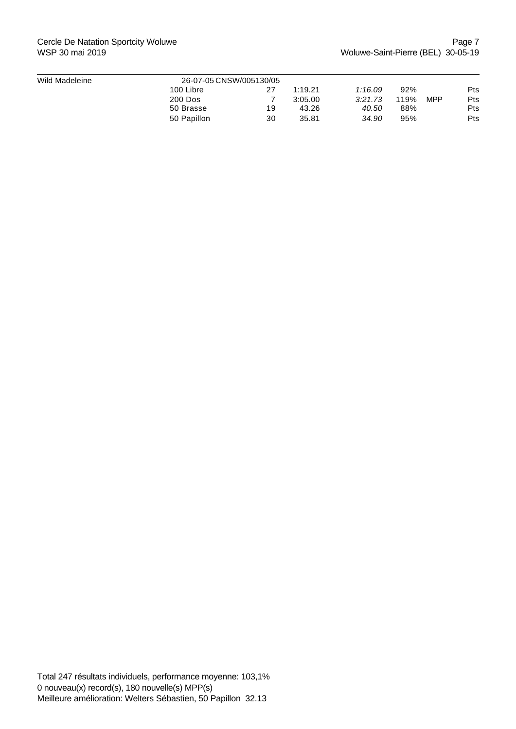| | | | | | | | |
|---|---|---|---|---|---|---|---|
| Wild Madeleine | 26-07-05 CNSW/005130/05 | | | | | | |
| | 100 Libre | 27 | 1:19.21 | *1:16.09* | 92% | | Pts |
| | 200 Dos | 7 | 3:05.00 | *3:21.73* | 119% | MPP | Pts |
| | 50 Brasse | 19 | 43.26 | *40.50* | 88% | | Pts |
| | 50 Papillon | 30 | 35.81 | *34.90* | 95% | | Pts |

Total 247 résultats individuels, performance moyenne: 103,1%
0 nouveau(x) record(s), 180 nouvelle(s) MPP(s)
Meilleure amélioration: Welters Sébastien, 50 Papillon 32.13